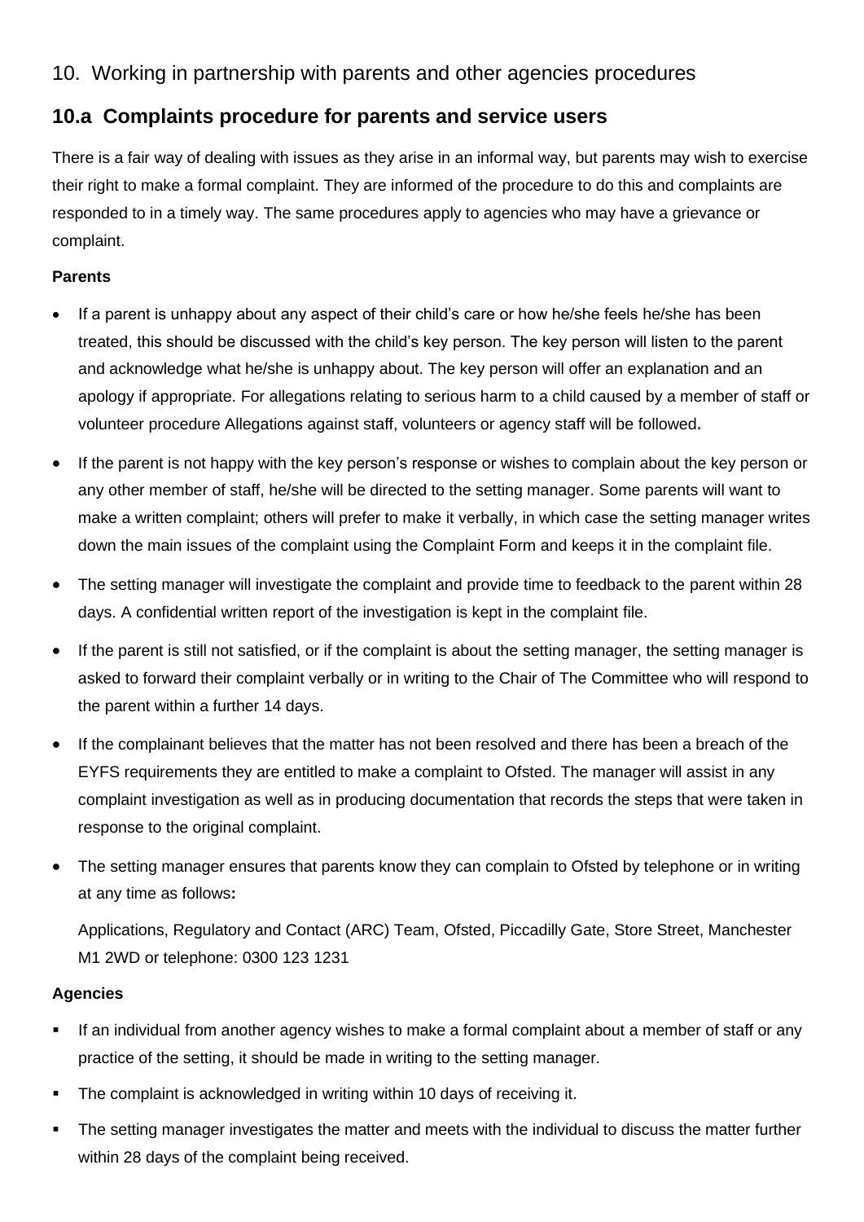## 10. Working in partnership with parents and other agencies procedures

### 10.a Complaints procedure for parents and service users

There is a fair way of dealing with issues as they arise in an informal way, but parents may wish to exercise their right to make a formal complaint. They are informed of the procedure to do this and complaints are responded to in a timely way. The same procedures apply to agencies who may have a grievance or complaint.

**Parents**

- If a parent is unhappy about any aspect of their child's care or how he/she feels he/she has been treated, this should be discussed with the child's key person. The key person will listen to the parent and acknowledge what he/she is unhappy about. The key person will offer an explanation and an apology if appropriate. For allegations relating to serious harm to a child caused by a member of staff or volunteer procedure Allegations against staff, volunteers or agency staff will be followed.
- If the parent is not happy with the key person's response or wishes to complain about the key person or any other member of staff, he/she will be directed to the setting manager. Some parents will want to make a written complaint; others will prefer to make it verbally, in which case the setting manager writes down the main issues of the complaint using the Complaint Form and keeps it in the complaint file.
- The setting manager will investigate the complaint and provide time to feedback to the parent within 28 days. A confidential written report of the investigation is kept in the complaint file.
- If the parent is still not satisfied, or if the complaint is about the setting manager, the setting manager is asked to forward their complaint verbally or in writing to the Chair of The Committee who will respond to the parent within a further 14 days.
- If the complainant believes that the matter has not been resolved and there has been a breach of the EYFS requirements they are entitled to make a complaint to Ofsted. The manager will assist in any complaint investigation as well as in producing documentation that records the steps that were taken in response to the original complaint.
- The setting manager ensures that parents know they can complain to Ofsted by telephone or in writing at any time as follows**:**

  Applications, Regulatory and Contact (ARC) Team, Ofsted, Piccadilly Gate, Store Street, Manchester M1 2WD or telephone: 0300 123 1231

**Agencies**

- If an individual from another agency wishes to make a formal complaint about a member of staff or any practice of the setting, it should be made in writing to the setting manager.
- The complaint is acknowledged in writing within 10 days of receiving it.
- The setting manager investigates the matter and meets with the individual to discuss the matter further within 28 days of the complaint being received.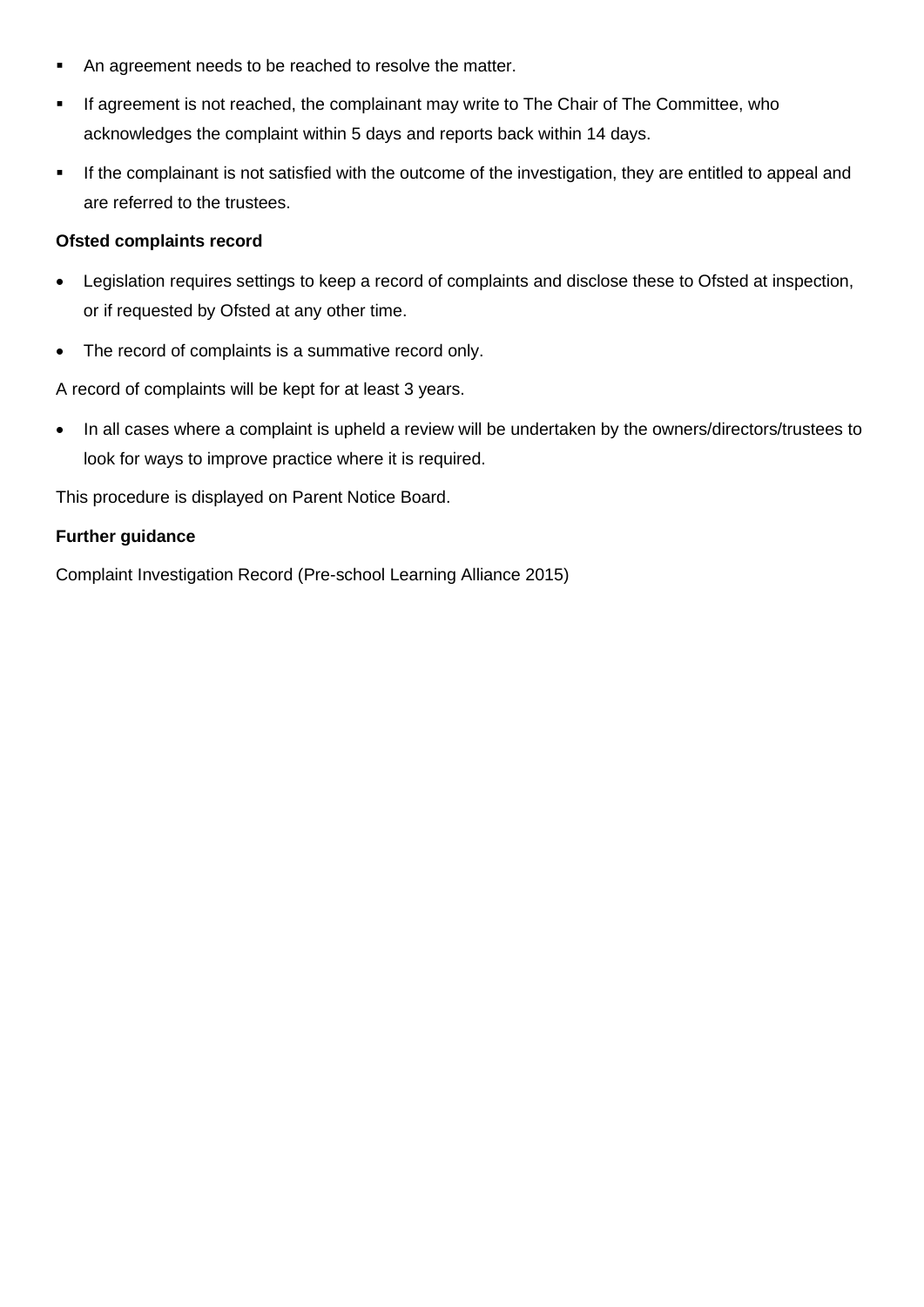- An agreement needs to be reached to resolve the matter.
- If agreement is not reached, the complainant may write to The Chair of The Committee, who acknowledges the complaint within 5 days and reports back within 14 days.
- If the complainant is not satisfied with the outcome of the investigation, they are entitled to appeal and are referred to the trustees.

**Ofsted complaints record**

- Legislation requires settings to keep a record of complaints and disclose these to Ofsted at inspection, or if requested by Ofsted at any other time.
- The record of complaints is a summative record only.

A record of complaints will be kept for at least 3 years.

- In all cases where a complaint is upheld a review will be undertaken by the owners/directors/trustees to look for ways to improve practice where it is required.

This procedure is displayed on Parent Notice Board.

**Further guidance**

Complaint Investigation Record (Pre-school Learning Alliance 2015)